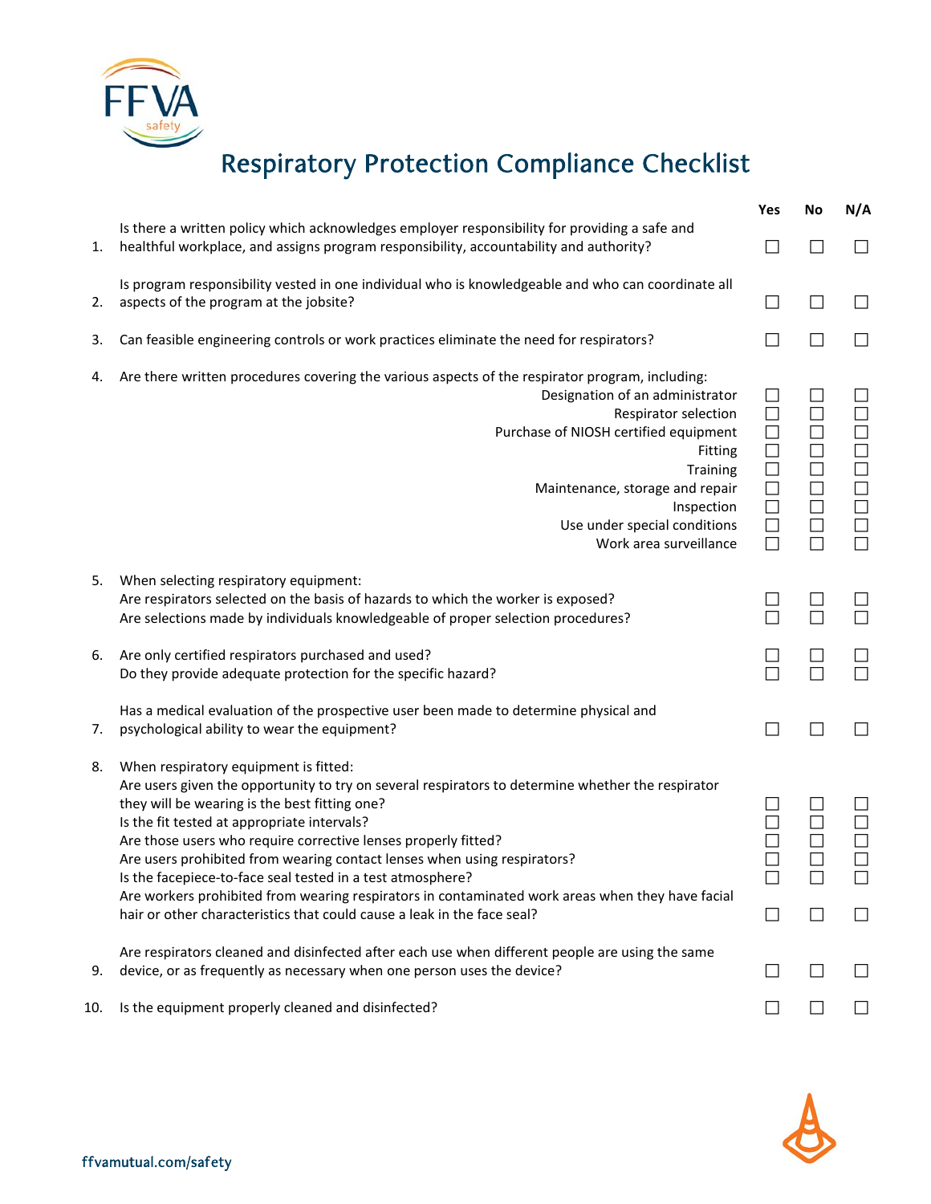# Respiratory Protection Compliance Checklist

| | | Yes | No | N/A |
|---|---|---|---|---|
| 1. | Is there a written policy which acknowledges employer responsibility for providing a safe and healthful workplace, and assigns program responsibility, accountability and authority? | ☐ | ☐ | ☐ |
| 2. | Is program responsibility vested in one individual who is knowledgeable and who can coordinate all aspects of the program at the jobsite? | ☐ | ☐ | ☐ |
| 3. | Can feasible engineering controls or work practices eliminate the need for respirators? | ☐ | ☐ | ☐ |
| 4. | Are there written procedures covering the various aspects of the respirator program, including: | | | |
| | Designation of an administrator | ☐ | ☐ | ☐ |
| | Respirator selection | ☐ | ☐ | ☐ |
| | Purchase of NIOSH certified equipment | ☐ | ☐ | ☐ |
| | Fitting | ☐ | ☐ | ☐ |
| | Training | ☐ | ☐ | ☐ |
| | Maintenance, storage and repair | ☐ | ☐ | ☐ |
| | Inspection | ☐ | ☐ | ☐ |
| | Use under special conditions | ☐ | ☐ | ☐ |
| | Work area surveillance | ☐ | ☐ | ☐ |
| 5. | When selecting respiratory equipment: | | | |
| | Are respirators selected on the basis of hazards to which the worker is exposed? | ☐ | ☐ | ☐ |
| | Are selections made by individuals knowledgeable of proper selection procedures? | ☐ | ☐ | ☐ |
| 6. | Are only certified respirators purchased and used? | ☐ | ☐ | ☐ |
| | Do they provide adequate protection for the specific hazard? | ☐ | ☐ | ☐ |
| 7. | Has a medical evaluation of the prospective user been made to determine physical and psychological ability to wear the equipment? | ☐ | ☐ | ☐ |
| 8. | When respiratory equipment is fitted: | | | |
| | Are users given the opportunity to try on several respirators to determine whether the respirator they will be wearing is the best fitting one? | ☐ | ☐ | ☐ |
| | Is the fit tested at appropriate intervals? | ☐ | ☐ | ☐ |
| | Are those users who require corrective lenses properly fitted? | ☐ | ☐ | ☐ |
| | Are users prohibited from wearing contact lenses when using respirators? | ☐ | ☐ | ☐ |
| | Is the facepiece-to-face seal tested in a test atmosphere? | ☐ | ☐ | ☐ |
| | Are workers prohibited from wearing respirators in contaminated work areas when they have facial hair or other characteristics that could cause a leak in the face seal? | ☐ | ☐ | ☐ |
| 9. | Are respirators cleaned and disinfected after each use when different people are using the same device, or as frequently as necessary when one person uses the device? | ☐ | ☐ | ☐ |
| 10. | Is the equipment properly cleaned and disinfected? | ☐ | ☐ | ☐ |

ffvamutual.com/safety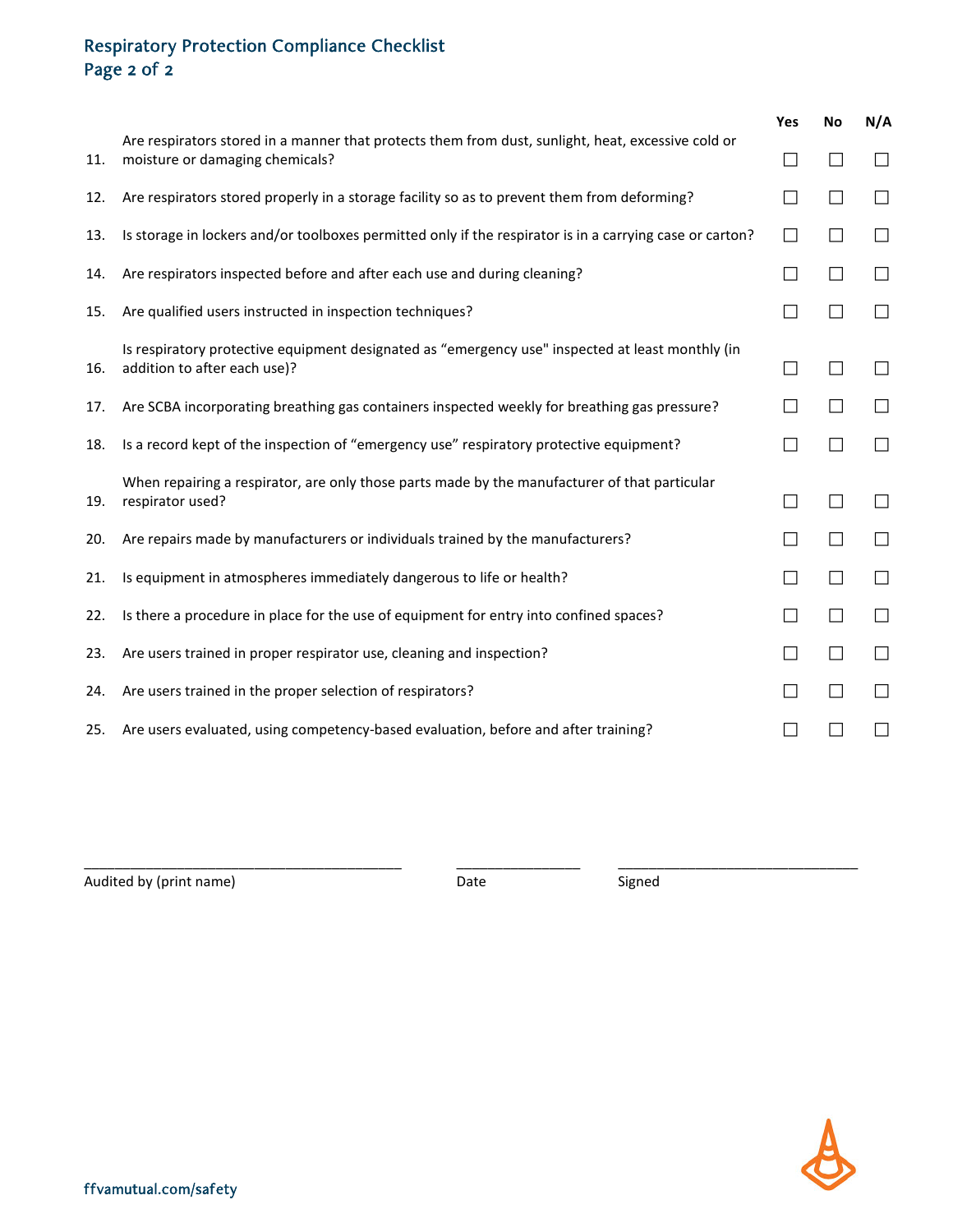# Respiratory Protection Compliance Checklist

| | | Yes | No | N/A |
|---|---|---|---|---|
| 11. | Are respirators stored in a manner that protects them from dust, sunlight, heat, excessive cold or moisture or damaging chemicals? | ☐ | ☐ | ☐ |
| 12. | Are respirators stored properly in a storage facility so as to prevent them from deforming? | ☐ | ☐ | ☐ |
| 13. | Is storage in lockers and/or toolboxes permitted only if the respirator is in a carrying case or carton? | ☐ | ☐ | ☐ |
| 14. | Are respirators inspected before and after each use and during cleaning? | ☐ | ☐ | ☐ |
| 15. | Are qualified users instructed in inspection techniques? | ☐ | ☐ | ☐ |
| 16. | Is respiratory protective equipment designated as “emergency use" inspected at least monthly (in addition to after each use)? | ☐ | ☐ | ☐ |
| 17. | Are SCBA incorporating breathing gas containers inspected weekly for breathing gas pressure? | ☐ | ☐ | ☐ |
| 18. | Is a record kept of the inspection of “emergency use” respiratory protective equipment? | ☐ | ☐ | ☐ |
| 19. | When repairing a respirator, are only those parts made by the manufacturer of that particular respirator used? | ☐ | ☐ | ☐ |
| 20. | Are repairs made by manufacturers or individuals trained by the manufacturers? | ☐ | ☐ | ☐ |
| 21. | Is equipment in atmospheres immediately dangerous to life or health? | ☐ | ☐ | ☐ |
| 22. | Is there a procedure in place for the use of equipment for entry into confined spaces? | ☐ | ☐ | ☐ |
| 23. | Are users trained in proper respirator use, cleaning and inspection? | ☐ | ☐ | ☐ |
| 24. | Are users trained in the proper selection of respirators? | ☐ | ☐ | ☐ |
| 25. | Are users evaluated, using competency-based evaluation, before and after training? | ☐ | ☐ | ☐ |

_________________________________________ Audited by (print name)

________________ Date

_______________________________ Signed

ffvamutual.com/safety